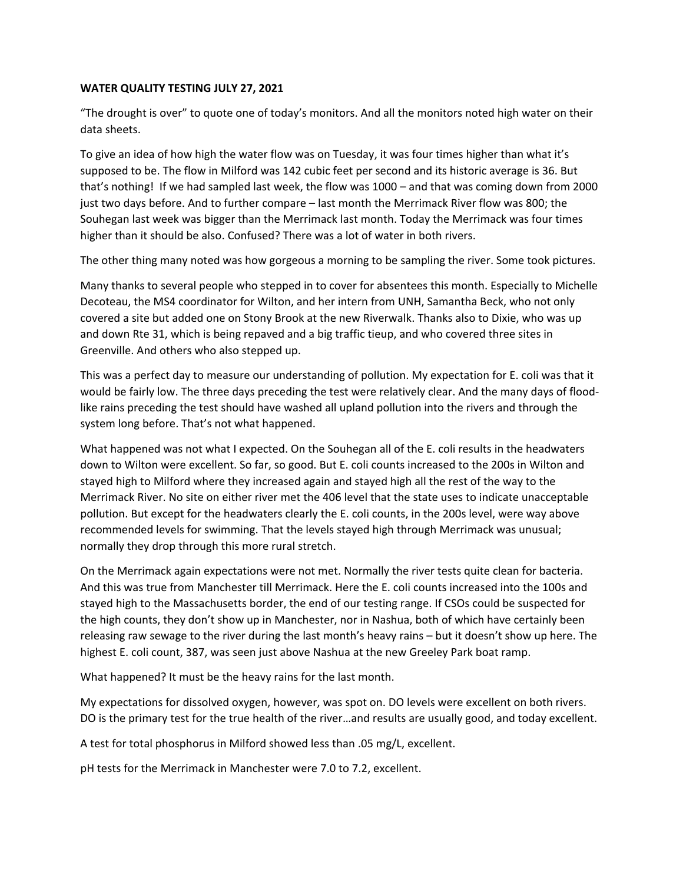**WATER QUALITY TESTING JULY 27, 2021**

"The drought is over" to quote one of today's monitors. And all the monitors noted high water on their data sheets.

To give an idea of how high the water flow was on Tuesday, it was four times higher than what it's supposed to be. The flow in Milford was 142 cubic feet per second and its historic average is 36. But that's nothing! If we had sampled last week, the flow was 1000 – and that was coming down from 2000 just two days before. And to further compare – last month the Merrimack River flow was 800; the Souhegan last week was bigger than the Merrimack last month. Today the Merrimack was four times higher than it should be also. Confused? There was a lot of water in both rivers.

The other thing many noted was how gorgeous a morning to be sampling the river. Some took pictures.

Many thanks to several people who stepped in to cover for absentees this month. Especially to Michelle Decoteau, the MS4 coordinator for Wilton, and her intern from UNH, Samantha Beck, who not only covered a site but added one on Stony Brook at the new Riverwalk. Thanks also to Dixie, who was up and down Rte 31, which is being repaved and a big traffic tieup, and who covered three sites in Greenville. And others who also stepped up.

This was a perfect day to measure our understanding of pollution. My expectation for E. coli was that it would be fairly low. The three days preceding the test were relatively clear. And the many days of flood-like rains preceding the test should have washed all upland pollution into the rivers and through the system long before. That's not what happened.

What happened was not what I expected. On the Souhegan all of the E. coli results in the headwaters down to Wilton were excellent. So far, so good. But E. coli counts increased to the 200s in Wilton and stayed high to Milford where they increased again and stayed high all the rest of the way to the Merrimack River. No site on either river met the 406 level that the state uses to indicate unacceptable pollution. But except for the headwaters clearly the E. coli counts, in the 200s level, were way above recommended levels for swimming. That the levels stayed high through Merrimack was unusual; normally they drop through this more rural stretch.

On the Merrimack again expectations were not met. Normally the river tests quite clean for bacteria. And this was true from Manchester till Merrimack. Here the E. coli counts increased into the 100s and stayed high to the Massachusetts border, the end of our testing range. If CSOs could be suspected for the high counts, they don't show up in Manchester, nor in Nashua, both of which have certainly been releasing raw sewage to the river during the last month's heavy rains – but it doesn't show up here. The highest E. coli count, 387, was seen just above Nashua at the new Greeley Park boat ramp.

What happened? It must be the heavy rains for the last month.

My expectations for dissolved oxygen, however, was spot on. DO levels were excellent on both rivers. DO is the primary test for the true health of the river…and results are usually good, and today excellent.

A test for total phosphorus in Milford showed less than .05 mg/L, excellent.

pH tests for the Merrimack in Manchester were 7.0 to 7.2, excellent.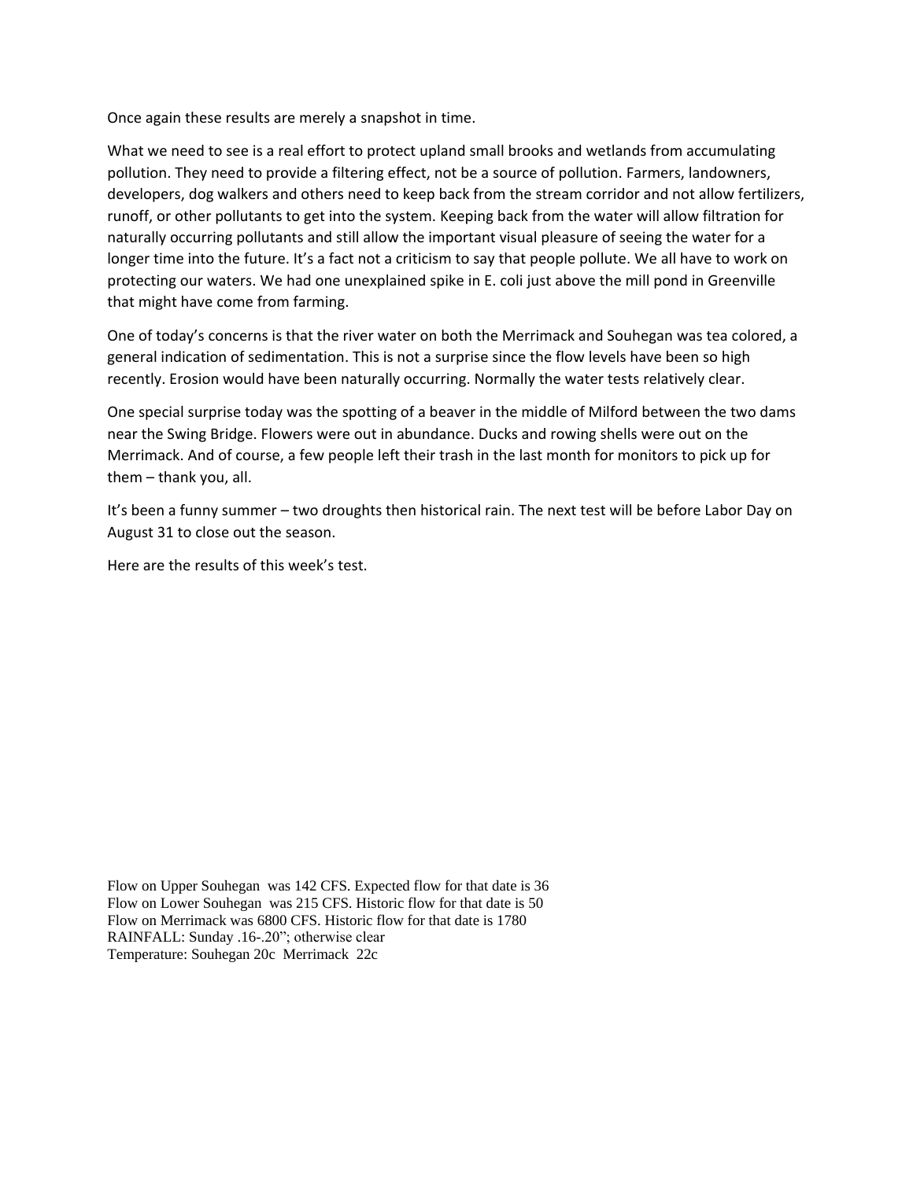Once again these results are merely a snapshot in time.

What we need to see is a real effort to protect upland small brooks and wetlands from accumulating pollution. They need to provide a filtering effect, not be a source of pollution. Farmers, landowners, developers, dog walkers and others need to keep back from the stream corridor and not allow fertilizers, runoff, or other pollutants to get into the system. Keeping back from the water will allow filtration for naturally occurring pollutants and still allow the important visual pleasure of seeing the water for a longer time into the future. It's a fact not a criticism to say that people pollute. We all have to work on protecting our waters. We had one unexplained spike in E. coli just above the mill pond in Greenville that might have come from farming.

One of today's concerns is that the river water on both the Merrimack and Souhegan was tea colored, a general indication of sedimentation. This is not a surprise since the flow levels have been so high recently. Erosion would have been naturally occurring. Normally the water tests relatively clear.

One special surprise today was the spotting of a beaver in the middle of Milford between the two dams near the Swing Bridge. Flowers were out in abundance. Ducks and rowing shells were out on the Merrimack. And of course, a few people left their trash in the last month for monitors to pick up for them – thank you, all.

It's been a funny summer – two droughts then historical rain. The next test will be before Labor Day on August 31 to close out the season.

Here are the results of this week's test.

Flow on Upper Souhegan was 142 CFS. Expected flow for that date is 36
Flow on Lower Souhegan was 215 CFS. Historic flow for that date is 50
Flow on Merrimack was 6800 CFS. Historic flow for that date is 1780
RAINFALL: Sunday .16-.20"; otherwise clear
Temperature: Souhegan 20c Merrimack 22c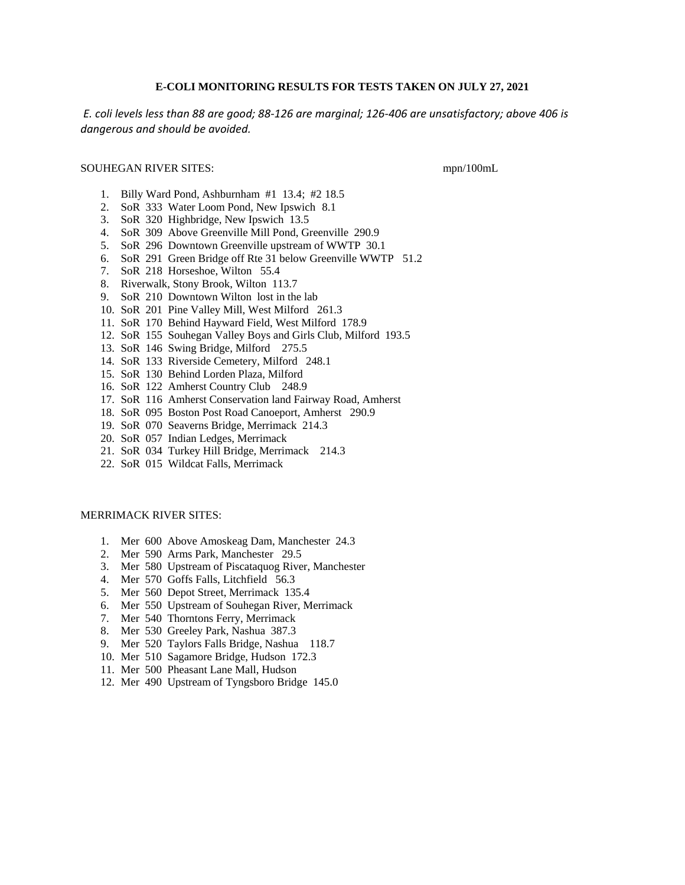**E-COLI MONITORING RESULTS FOR TESTS TAKEN ON JULY 27, 2021**

*E. coli levels less than 88 are good; 88-126 are marginal; 126-406 are unsatisfactory; above 406 is dangerous and should be avoided.*

SOUHEGAN RIVER SITES: mpn/100mL

1. Billy Ward Pond, Ashburnham #1 13.4; #2 18.5
2. SoR 333 Water Loom Pond, New Ipswich 8.1
3. SoR 320 Highbridge, New Ipswich 13.5
4. SoR 309 Above Greenville Mill Pond, Greenville 290.9
5. SoR 296 Downtown Greenville upstream of WWTP 30.1
6. SoR 291 Green Bridge off Rte 31 below Greenville WWTP 51.2
7. SoR 218 Horseshoe, Wilton 55.4
8. Riverwalk, Stony Brook, Wilton 113.7
9. SoR 210 Downtown Wilton lost in the lab
10. SoR 201 Pine Valley Mill, West Milford 261.3
11. SoR 170 Behind Hayward Field, West Milford 178.9
12. SoR 155 Souhegan Valley Boys and Girls Club, Milford 193.5
13. SoR 146 Swing Bridge, Milford 275.5
14. SoR 133 Riverside Cemetery, Milford 248.1
15. SoR 130 Behind Lorden Plaza, Milford
16. SoR 122 Amherst Country Club 248.9
17. SoR 116 Amherst Conservation land Fairway Road, Amherst
18. SoR 095 Boston Post Road Canoeport, Amherst 290.9
19. SoR 070 Seaverns Bridge, Merrimack 214.3
20. SoR 057 Indian Ledges, Merrimack
21. SoR 034 Turkey Hill Bridge, Merrimack 214.3
22. SoR 015 Wildcat Falls, Merrimack

MERRIMACK RIVER SITES:

1. Mer 600 Above Amoskeag Dam, Manchester 24.3
2. Mer 590 Arms Park, Manchester 29.5
3. Mer 580 Upstream of Piscataquog River, Manchester
4. Mer 570 Goffs Falls, Litchfield 56.3
5. Mer 560 Depot Street, Merrimack 135.4
6. Mer 550 Upstream of Souhegan River, Merrimack
7. Mer 540 Thorntons Ferry, Merrimack
8. Mer 530 Greeley Park, Nashua 387.3
9. Mer 520 Taylors Falls Bridge, Nashua 118.7
10. Mer 510 Sagamore Bridge, Hudson 172.3
11. Mer 500 Pheasant Lane Mall, Hudson
12. Mer 490 Upstream of Tyngsboro Bridge 145.0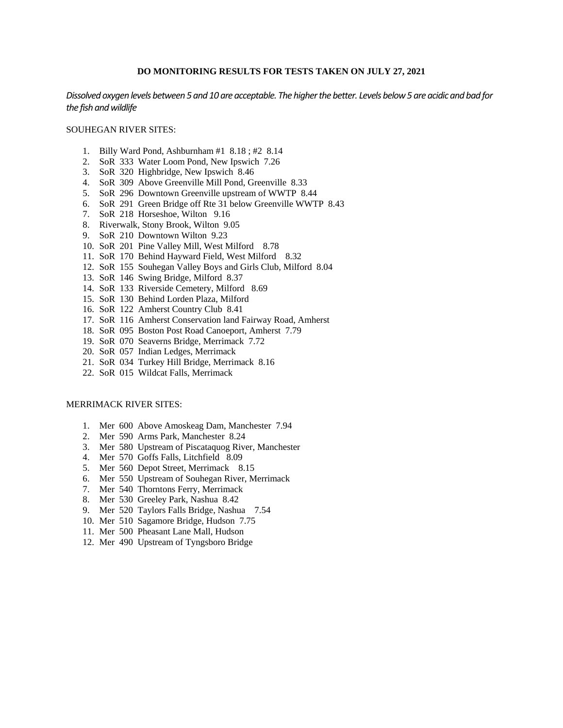**DO MONITORING RESULTS FOR TESTS TAKEN ON JULY 27, 2021**

*Dissolved oxygen levels between 5 and 10 are acceptable. The higher the better. Levels below 5 are acidic and bad for the fish and wildlife*

SOUHEGAN RIVER SITES:

1. Billy Ward Pond, Ashburnham #1 8.18 ; #2 8.14
2. SoR 333 Water Loom Pond, New Ipswich 7.26
3. SoR 320 Highbridge, New Ipswich 8.46
4. SoR 309 Above Greenville Mill Pond, Greenville 8.33
5. SoR 296 Downtown Greenville upstream of WWTP 8.44
6. SoR 291 Green Bridge off Rte 31 below Greenville WWTP 8.43
7. SoR 218 Horseshoe, Wilton 9.16
8. Riverwalk, Stony Brook, Wilton 9.05
9. SoR 210 Downtown Wilton 9.23
10. SoR 201 Pine Valley Mill, West Milford 8.78
11. SoR 170 Behind Hayward Field, West Milford 8.32
12. SoR 155 Souhegan Valley Boys and Girls Club, Milford 8.04
13. SoR 146 Swing Bridge, Milford 8.37
14. SoR 133 Riverside Cemetery, Milford 8.69
15. SoR 130 Behind Lorden Plaza, Milford
16. SoR 122 Amherst Country Club 8.41
17. SoR 116 Amherst Conservation land Fairway Road, Amherst
18. SoR 095 Boston Post Road Canoeport, Amherst 7.79
19. SoR 070 Seaverns Bridge, Merrimack 7.72
20. SoR 057 Indian Ledges, Merrimack
21. SoR 034 Turkey Hill Bridge, Merrimack 8.16
22. SoR 015 Wildcat Falls, Merrimack

MERRIMACK RIVER SITES:

1. Mer 600 Above Amoskeag Dam, Manchester 7.94
2. Mer 590 Arms Park, Manchester 8.24
3. Mer 580 Upstream of Piscataquog River, Manchester
4. Mer 570 Goffs Falls, Litchfield 8.09
5. Mer 560 Depot Street, Merrimack 8.15
6. Mer 550 Upstream of Souhegan River, Merrimack
7. Mer 540 Thorntons Ferry, Merrimack
8. Mer 530 Greeley Park, Nashua 8.42
9. Mer 520 Taylors Falls Bridge, Nashua 7.54
10. Mer 510 Sagamore Bridge, Hudson 7.75
11. Mer 500 Pheasant Lane Mall, Hudson
12. Mer 490 Upstream of Tyngsboro Bridge